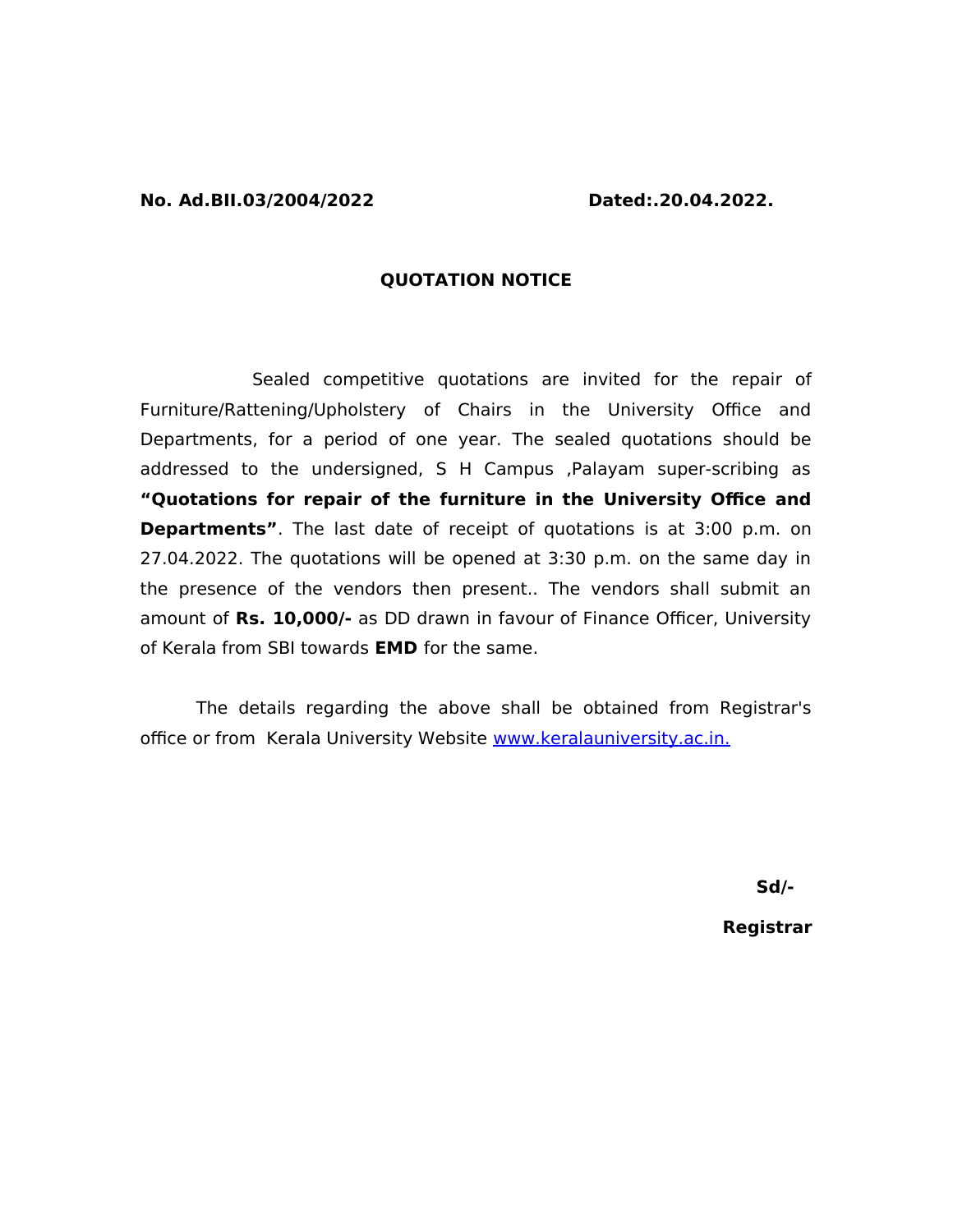**No. Ad.BII.03/2004/2022** **Dated:.20.04.2022.**

## QUOTATION NOTICE

Sealed competitive quotations are invited for the repair of Furniture/Rattening/Upholstery of Chairs in the University Office and Departments, for a period of one year. The sealed quotations should be addressed to the undersigned, S H Campus ,Palayam super-scribing as **“Quotations for repair of the furniture in the University Office and Departments”**. The last date of receipt of quotations is at 3:00 p.m. on 27.04.2022. The quotations will be opened at 3:30 p.m. on the same day in the presence of the vendors then present.. The vendors shall submit an amount of **Rs. 10,000/-** as DD drawn in favour of Finance Officer, University of Kerala from SBI towards **EMD** for the same.

The details regarding the above shall be obtained from Registrar's office or from Kerala University Website [www.keralauniversity.ac.in.](http://www.keralauniversity.ac.in)

**Sd/-**

**Registrar**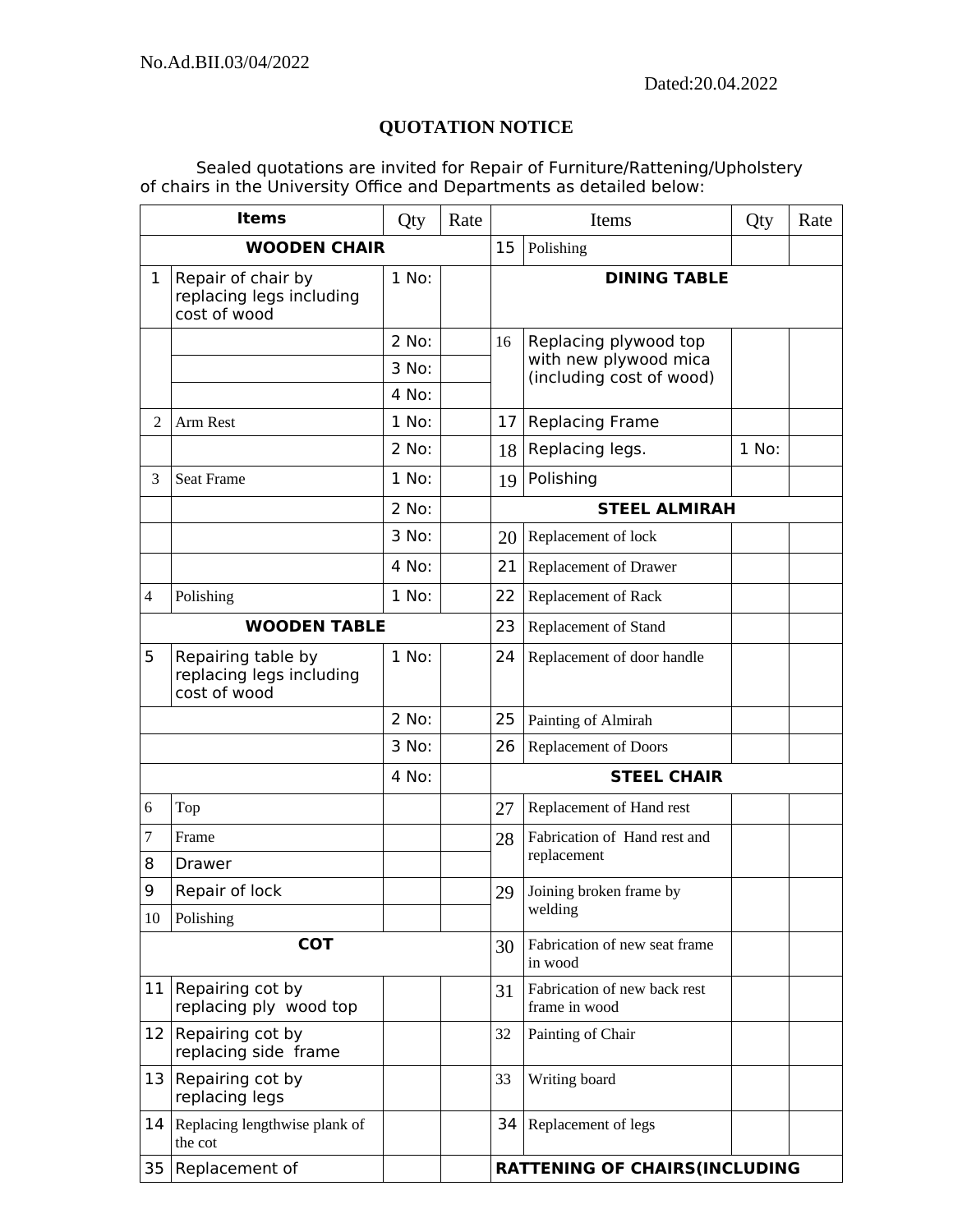No.Ad.BII.03/04/2022

Dated:20.04.2022

## QUOTATION NOTICE

Sealed quotations are invited for Repair of Furniture/Rattening/Upholstery of chairs in the University Office and Departments as detailed below:

| Items | | Qty | Rate | Items | | Qty | Rate |
|---|---|---|---|---|---|---|---|
| **WOODEN CHAIR** | | | | 15 | Polishing | | |
| 1 | Repair of chair by replacing legs including cost of wood | 1 No: | | **DINING TABLE** | | | |
| | | 2 No: | | 16 | Replacing plywood top with new plywood mica (including cost of wood) | | |
| | | 3 No: | | | | | |
| | | 4 No: | | | | | |
| 2 | Arm Rest | 1 No: | | 17 | Replacing Frame | | |
| | | 2 No: | | 18 | Replacing legs. | 1 No: | |
| 3 | Seat Frame | 1 No: | | 19 | Polishing | | |
| | | 2 No: | | **STEEL ALMIRAH** | | | |
| | | 3 No: | | 20 | Replacement of lock | | |
| | | 4 No: | | 21 | Replacement of Drawer | | |
| 4 | Polishing | 1 No: | | 22 | Replacement of Rack | | |
| **WOODEN TABLE** | | | | 23 | Replacement of Stand | | |
| 5 | Repairing table by replacing legs including cost of wood | 1 No: | | 24 | Replacement of door handle | | |
| | | 2 No: | | 25 | Painting of Almirah | | |
| | | 3 No: | | 26 | Replacement of Doors | | |
| | | 4 No: | | **STEEL CHAIR** | | | |
| 6 | Top | | | 27 | Replacement of Hand rest | | |
| 7 | Frame | | | 28 | Fabrication of Hand rest and replacement | | |
| 8 | Drawer | | | | | | |
| 9 | Repair of lock | | | 29 | Joining broken frame by welding | | |
| 10 | Polishing | | | | | | |
| **COT** | | | | 30 | Fabrication of new seat frame in wood | | |
| 11 | Repairing cot by replacing ply wood top | | | 31 | Fabrication of new back rest frame in wood | | |
| 12 | Repairing cot by replacing side frame | | | 32 | Painting of Chair | | |
| 13 | Repairing cot by replacing legs | | | 33 | Writing board | | |
| 14 | Replacing lengthwise plank of the cot | | | 34 | Replacement of legs | | |
| 35 | Replacement of | | | **RATTENING OF CHAIRS(INCLUDING** | | | |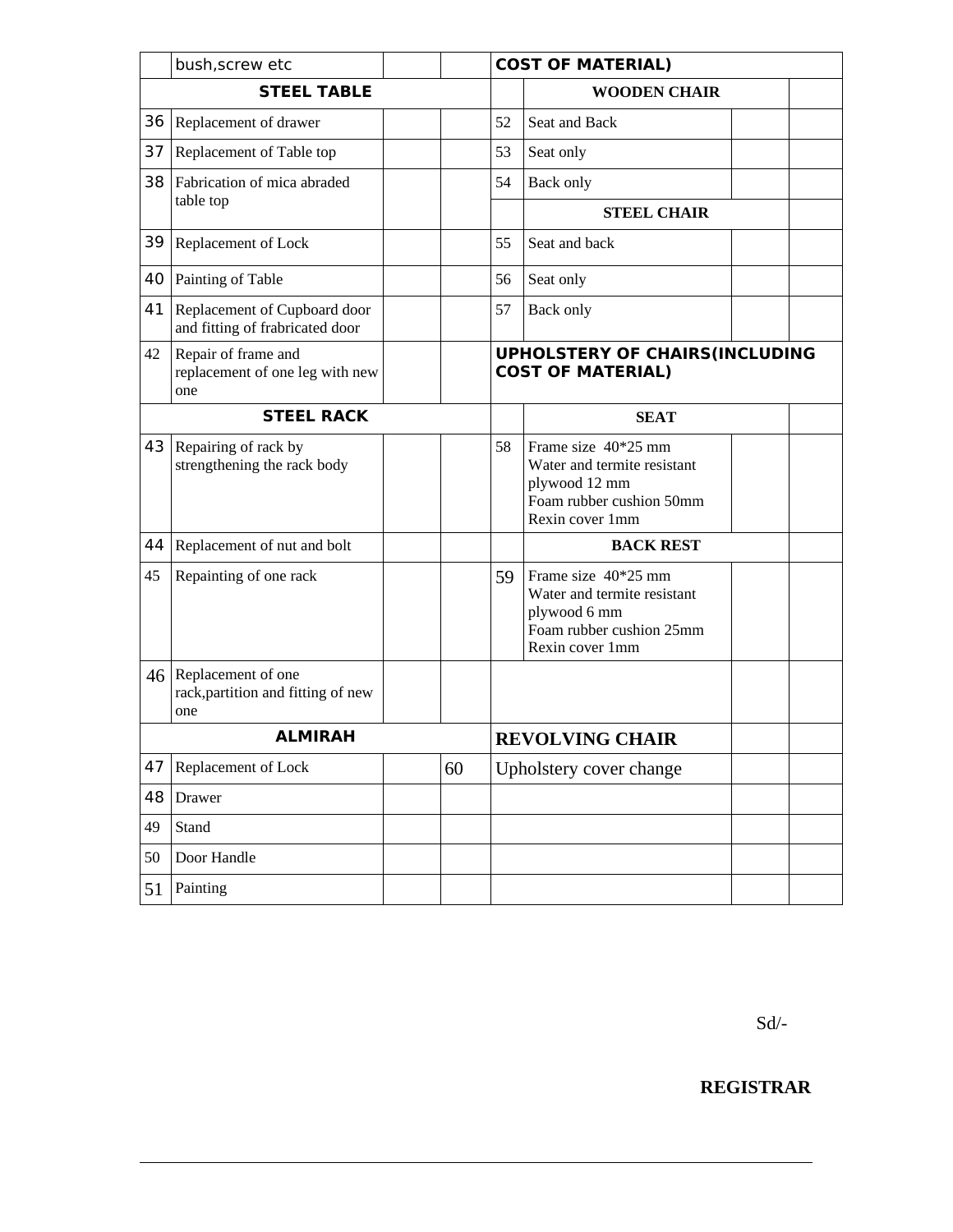| | | | | | | | |
|---|---|---|---|---|---|---|---|
| | bush,screw etc | | | **COST OF MATERIAL)** | | | |
| **STEEL TABLE** | | | | | **WOODEN CHAIR** | | |
| 36 | Replacement of drawer | | | 52 | Seat and Back | | |
| 37 | Replacement of Table top | | | 53 | Seat only | | |
| 38 | Fabrication of mica abraded table top | | | 54 | Back only | | |
| | | | | | **STEEL CHAIR** | | |
| 39 | Replacement of Lock | | | 55 | Seat and back | | |
| 40 | Painting of Table | | | 56 | Seat only | | |
| 41 | Replacement of Cupboard door and fitting of frabricated door | | | 57 | Back only | | |
| 42 | Repair of frame and replacement of one leg with new one | | | **UPHOLSTERY OF CHAIRS(INCLUDING COST OF MATERIAL)** | | | |
| **STEEL RACK** | | | | | **SEAT** | | |
| 43 | Repairing of rack by strengthening the rack body | | | 58 | Frame size 40*25 mm Water and termite resistant plywood 12 mm Foam rubber cushion 50mm Rexin cover 1mm | | |
| 44 | Replacement of nut and bolt | | | | **BACK REST** | | |
| 45 | Repainting of one rack | | | 59 | Frame size 40*25 mm Water and termite resistant plywood 6 mm Foam rubber cushion 25mm Rexin cover 1mm | | |
| 46 | Replacement of one rack,partition and fitting of new one | | | | | | |
| **ALMIRAH** | | | | **REVOLVING CHAIR** | | | |
| 47 | Replacement of Lock | | 60 | Upholstery cover change | | | |
| 48 | Drawer | | | | | | |
| 49 | Stand | | | | | | |
| 50 | Door Handle | | | | | | |
| 51 | Painting | | | | | | |

Sd/-

**REGISTRAR**